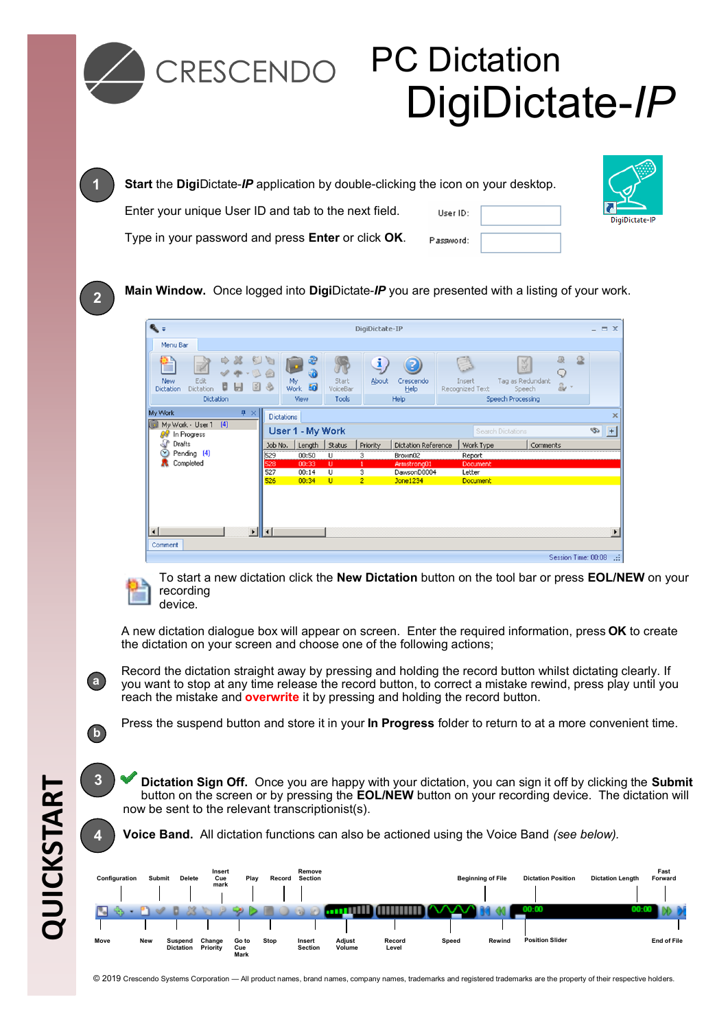# CRESCENDO

# PC Dictation DigiDictate-*IP*

**QUICKSTART**

**1** **Start** the **Digi**Dictate-***IP*** application by double-clicking the icon on your desktop.

Enter your unique User ID and tab to the next field.

Type in your password and press **Enter** or click **OK**.

**2** **Main Window.** Once logged into **Digi**Dictate-***IP*** you are presented with a listing of your work.

To start a new dictation click the **New Dictation** button on the tool bar or press **EOL/NEW** on your recording device.

A new dictation dialogue box will appear on screen. Enter the required information, press **OK** to create the dictation on your screen and choose one of the following actions;

**a** Record the dictation straight away by pressing and holding the record button whilst dictating clearly. If you want to stop at any time release the record button, to correct a mistake rewind, press play until you reach the mistake and **overwrite** it by pressing and holding the record button.

**b** Press the suspend button and store it in your **In Progress** folder to return to at a more convenient time.

**3** **Dictation Sign Off.** Once you are happy with your dictation, you can sign it off by clicking the **Submit** button on the screen or by pressing the **EOL/NEW** button on your recording device. The dictation will now be sent to the relevant transcriptionist(s).

**4** **Voice Band.** All dictation functions can also be actioned using the Voice Band *(see below).*

Configuration, Submit, Delete, Insert Cue mark, Play, Record, Remove Section, Beginning of File, Dictation Position, Dictation Length, Fast Forward

Move, New, Suspend Dictation, Change Priority, Go to Cue Mark, Stop, Insert Section, Adjust Volume, Record Level, Speed, Rewind, Position Slider, End of File

© 2019 Crescendo Systems Corporation — All product names, brand names, company names, trademarks and registered trademarks are the property of their respective holders.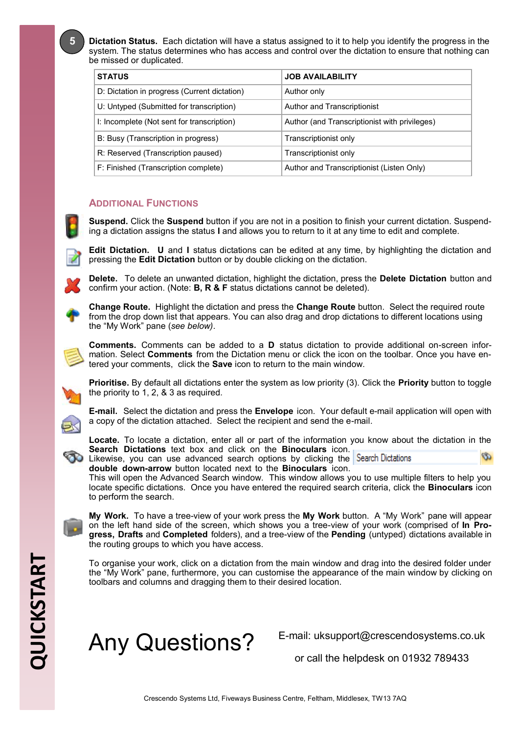**5** **Dictation Status.** Each dictation will have a status assigned to it to help you identify the progress in the system. The status determines who has access and control over the dictation to ensure that nothing can be missed or duplicated.

| STATUS | JOB AVAILABILITY |
|---|---|
| D: Dictation in progress (Current dictation) | Author only |
| U: Untyped (Submitted for transcription) | Author and Transcriptionist |
| I: Incomplete (Not sent for transcription) | Author (and Transcriptionist with privileges) |
| B: Busy (Transcription in progress) | Transcriptionist only |
| R: Reserved (Transcription paused) | Transcriptionist only |
| F: Finished (Transcription complete) | Author and Transcriptionist (Listen Only) |

## ADDITIONAL FUNCTIONS

**Suspend.** Click the **Suspend** button if you are not in a position to finish your current dictation. Suspending a dictation assigns the status **I** and allows you to return to it at any time to edit and complete.

**Edit Dictation.** **U** and **I** status dictations can be edited at any time, by highlighting the dictation and pressing the **Edit Dictation** button or by double clicking on the dictation.

**Delete.** To delete an unwanted dictation, highlight the dictation, press the **Delete Dictation** button and confirm your action. (Note: **B, R & F** status dictations cannot be deleted).

**Change Route.** Highlight the dictation and press the **Change Route** button. Select the required route from the drop down list that appears. You can also drag and drop dictations to different locations using the "My Work" pane (*see below)*.

**Comments.** Comments can be added to a **D** status dictation to provide additional on-screen information. Select **Comments** from the Dictation menu or click the icon on the toolbar. Once you have entered your comments, click the **Save** icon to return to the main window.

**Prioritise.** By default all dictations enter the system as low priority (3). Click the **Priority** button to toggle the priority to 1, 2, & 3 as required.

**E-mail.** Select the dictation and press the **Envelope** icon. Your default e-mail application will open with a copy of the dictation attached. Select the recipient and send the e-mail.

**Locate.** To locate a dictation, enter all or part of the information you know about the dictation in the **Search Dictations** text box and click on the **Binoculars** icon. Likewise, you can use advanced search options by clicking the **double down-arrow** button located next to the **Binoculars** icon.

Search Dictations

This will open the Advanced Search window. This window allows you to use multiple filters to help you locate specific dictations. Once you have entered the required search criteria, click the **Binoculars** icon to perform the search.

**My Work.** To have a tree-view of your work press the **My Work** button. A "My Work" pane will appear on the left hand side of the screen, which shows you a tree-view of your work (comprised of **In Progress, Drafts** and **Completed** folders), and a tree-view of the **Pending** (untyped) dictations available in the routing groups to which you have access.

To organise your work, click on a dictation from the main window and drag into the desired folder under the "My Work" pane, furthermore, you can customise the appearance of the main window by clicking on toolbars and columns and dragging them to their desired location.

# Any Questions?

E-mail: uksupport@crescendosystems.co.uk

or call the helpdesk on 01932 789433

Crescendo Systems Ltd, Fiveways Business Centre, Feltham, Middlesex, TW13 7AQ

QUICKSTART